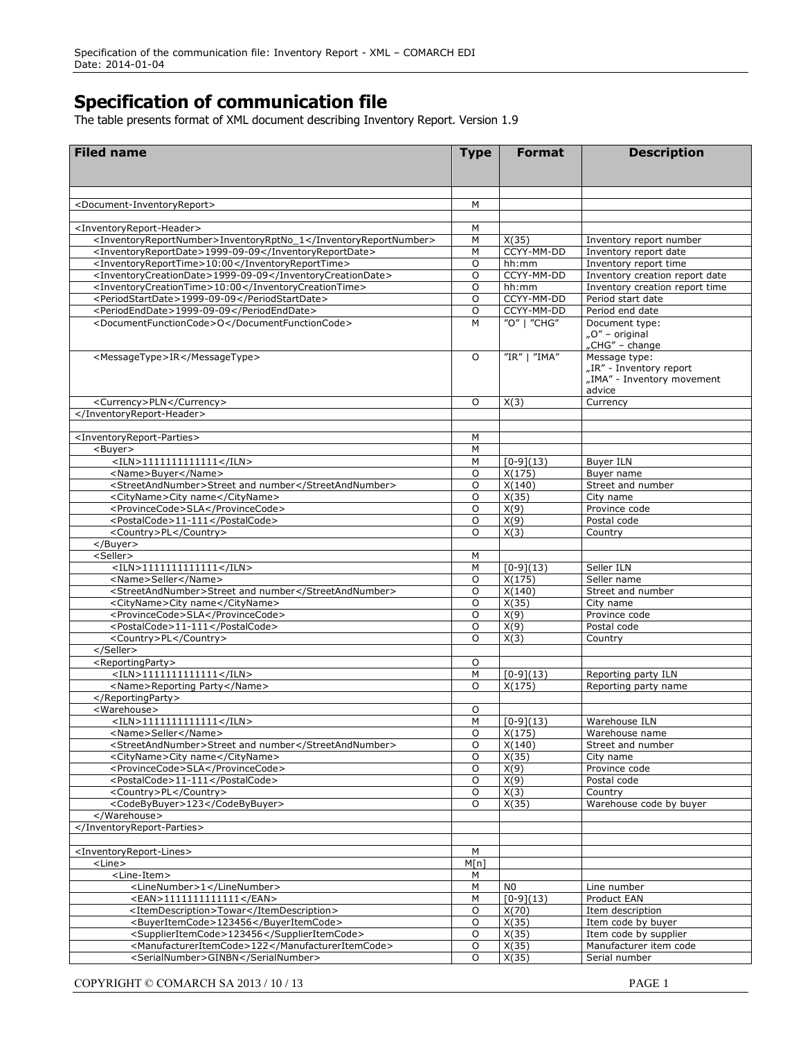# Specification of communication file

The table presents format of XML document describing Inventory Report. Version 1.9

| Filed name | Type | Format | Description |
|---|---|---|---|
| | | | |
| <Document-InventoryReport> | M | | |
| | | | |
| <InventoryReport-Header> | M | | |
| <InventoryReportNumber>InventoryRptNo_1</InventoryReportNumber> | M | X(35) | Inventory report number |
| <InventoryReportDate>1999-09-09</InventoryReportDate> | M | CCYY-MM-DD | Inventory report date |
| <InventoryReportTime>10:00</InventoryReportTime> | O | hh:mm | Inventory report time |
| <InventoryCreationDate>1999-09-09</InventoryCreationDate> | O | CCYY-MM-DD | Inventory creation report date |
| <InventoryCreationTime>10:00</InventoryCreationTime> | O | hh:mm | Inventory creation report time |
| <PeriodStartDate>1999-09-09</PeriodStartDate> | O | CCYY-MM-DD | Period start date |
| <PeriodEndDate>1999-09-09</PeriodEndDate> | O | CCYY-MM-DD | Period end date |
| <DocumentFunctionCode>O</DocumentFunctionCode> | M | "O" \| "CHG" | Document type: „O" – original „CHG" – change |
| <MessageType>IR</MessageType> | O | "IR" \| "IMA" | Message type: „IR" - Inventory report „IMA" - Inventory movement advice |
| <Currency>PLN</Currency> | O | X(3) | Currency |
| </InventoryReport-Header> | | | |
| | | | |
| <InventoryReport-Parties> | M | | |
| <Buyer> | M | | |
| <ILN>1111111111111</ILN> | M | [0-9](13) | Buyer ILN |
| <Name>Buyer</Name> | O | X(175) | Buyer name |
| <StreetAndNumber>Street and number</StreetAndNumber> | O | X(140) | Street and number |
| <CityName>City name</CityName> | O | X(35) | City name |
| <ProvinceCode>SLA</ProvinceCode> | O | X(9) | Province code |
| <PostalCode>11-111</PostalCode> | O | X(9) | Postal code |
| <Country>PL</Country> | O | X(3) | Country |
| </Buyer> | | | |
| <Seller> | M | | |
| <ILN>1111111111111</ILN> | M | [0-9](13) | Seller ILN |
| <Name>Seller</Name> | O | X(175) | Seller name |
| <StreetAndNumber>Street and number</StreetAndNumber> | O | X(140) | Street and number |
| <CityName>City name</CityName> | O | X(35) | City name |
| <ProvinceCode>SLA</ProvinceCode> | O | X(9) | Province code |
| <PostalCode>11-111</PostalCode> | O | X(9) | Postal code |
| <Country>PL</Country> | O | X(3) | Country |
| </Seller> | | | |
| <ReportingParty> | O | | |
| <ILN>1111111111111</ILN> | M | [0-9](13) | Reporting party ILN |
| <Name>Reporting Party</Name> | O | X(175) | Reporting party name |
| </ReportingParty> | | | |
| <Warehouse> | O | | |
| <ILN>1111111111111</ILN> | M | [0-9](13) | Warehouse ILN |
| <Name>Seller</Name> | O | X(175) | Warehouse name |
| <StreetAndNumber>Street and number</StreetAndNumber> | O | X(140) | Street and number |
| <CityName>City name</CityName> | O | X(35) | City name |
| <ProvinceCode>SLA</ProvinceCode> | O | X(9) | Province code |
| <PostalCode>11-111</PostalCode> | O | X(9) | Postal code |
| <Country>PL</Country> | O | X(3) | Country |
| <CodeByBuyer>123</CodeByBuyer> | O | X(35) | Warehouse code by buyer |
| </Warehouse> | | | |
| </InventoryReport-Parties> | | | |
| | | | |
| <InventoryReport-Lines> | M | | |
| <Line> | M[n] | | |
| <Line-Item> | M | | |
| <LineNumber>1</LineNumber> | M | N0 | Line number |
| <EAN>1111111111111</EAN> | M | [0-9](13) | Product EAN |
| <ItemDescription>Towar</ItemDescription> | O | X(70) | Item description |
| <BuyerItemCode>123456</BuyerItemCode> | O | X(35) | Item code by buyer |
| <SupplierItemCode>123456</SupplierItemCode> | O | X(35) | Item code by supplier |
| <ManufacturerItemCode>122</ManufacturerItemCode> | O | X(35) | Manufacturer item code |
| <SerialNumber>GINBN</SerialNumber> | O | X(35) | Serial number |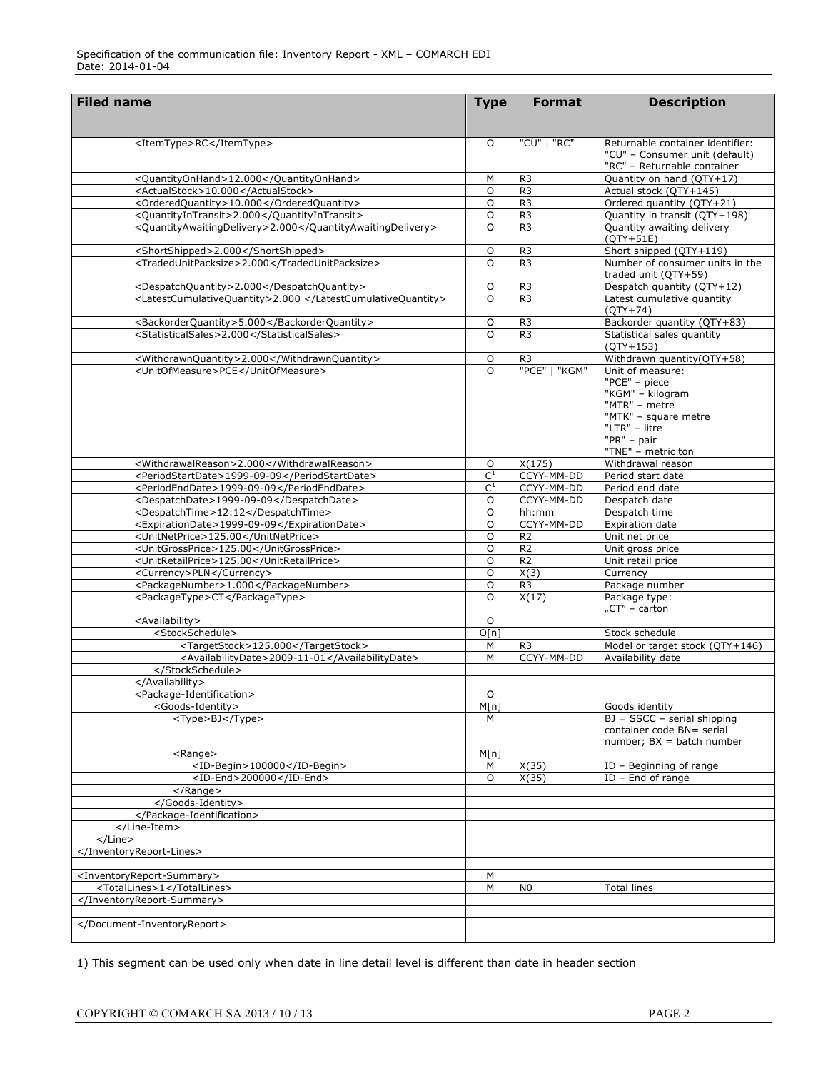| Filed name | Type | Format | Description |
|---|---|---|---|
| <ItemType>RC</ItemType> | O | "CU" \| "RC" | Returnable container identifier: "CU" – Consumer unit (default) "RC" – Returnable container |
| <QuantityOnHand>12.000</QuantityOnHand> | M | R3 | Quantity on hand (QTY+17) |
| <ActualStock>10.000</ActualStock> | O | R3 | Actual stock (QTY+145) |
| <OrderedQuantity>10.000</OrderedQuantity> | O | R3 | Ordered quantity (QTY+21) |
| <QuantityInTransit>2.000</QuantityInTransit> | O | R3 | Quantity in transit (QTY+198) |
| <QuantityAwaitingDelivery>2.000</QuantityAwaitingDelivery> | O | R3 | Quantity awaiting delivery (QTY+51E) |
| <ShortShipped>2.000</ShortShipped> | O | R3 | Short shipped (QTY+119) |
| <TradedUnitPacksize>2.000</TradedUnitPacksize> | O | R3 | Number of consumer units in the traded unit (QTY+59) |
| <DespatchQuantity>2.000</DespatchQuantity> | O | R3 | Despatch quantity (QTY+12) |
| <LatestCumulativeQuantity>2.000 </LatestCumulativeQuantity> | O | R3 | Latest cumulative quantity (QTY+74) |
| <BackorderQuantity>5.000</BackorderQuantity> | O | R3 | Backorder quantity (QTY+83) |
| <StatisticalSales>2.000</StatisticalSales> | O | R3 | Statistical sales quantity (QTY+153) |
| <WithdrawnQuantity>2.000</WithdrawnQuantity> | O | R3 | Withdrawn quantity(QTY+58) |
| <UnitOfMeasure>PCE</UnitOfMeasure> | O | "PCE" \| "KGM" | Unit of measure: "PCE" – piece "KGM" – kilogram "MTR" – metre "MTK" – square metre "LTR" – litre "PR" – pair "TNE" – metric ton |
| <WithdrawalReason>2.000</WithdrawalReason> | O | X(175) | Withdrawal reason |
| <PeriodStartDate>1999-09-09</PeriodStartDate> | C[1] | CCYY-MM-DD | Period start date |
| <PeriodEndDate>1999-09-09</PeriodEndDate> | C[1] | CCYY-MM-DD | Period end date |
| <DespatchDate>1999-09-09</DespatchDate> | O | CCYY-MM-DD | Despatch date |
| <DespatchTime>12:12</DespatchTime> | O | hh:mm | Despatch time |
| <ExpirationDate>1999-09-09</ExpirationDate> | O | CCYY-MM-DD | Expiration date |
| <UnitNetPrice>125.00</UnitNetPrice> | O | R2 | Unit net price |
| <UnitGrossPrice>125.00</UnitGrossPrice> | O | R2 | Unit gross price |
| <UnitRetailPrice>125.00</UnitRetailPrice> | O | R2 | Unit retail price |
| <Currency>PLN</Currency> | O | X(3) | Currency |
| <PackageNumber>1.000</PackageNumber> | O | R3 | Package number |
| <PackageType>CT</PackageType> | O | X(17) | Package type: „CT" – carton |
| <Availability> | O | | |
| <StockSchedule> | O[n] | | Stock schedule |
| <TargetStock>125.000</TargetStock> | M | R3 | Model or target stock (QTY+146) |
| <AvailabilityDate>2009-11-01</AvailabilityDate> | M | CCYY-MM-DD | Availability date |
| </StockSchedule> | | | |
| </Availability> | | | |
| <Package-Identification> | O | | |
| <Goods-Identity> | M[n] | | Goods identity |
| <Type>BJ</Type> | M | | BJ = SSCC – serial shipping container code BN= serial number; BX = batch number |
| <Range> | M[n] | | |
| <ID-Begin>100000</ID-Begin> | M | X(35) | ID – Beginning of range |
| <ID-End>200000</ID-End> | O | X(35) | ID – End of range |
| </Range> | | | |
| </Goods-Identity> | | | |
| </Package-Identification> | | | |
| </Line-Item> | | | |
| </Line> | | | |
| </InventoryReport-Lines> | | | |
| | | | |
| <InventoryReport-Summary> | M | | |
| <TotalLines>1</TotalLines> | M | N0 | Total lines |
| </InventoryReport-Summary> | | | |
| | | | |
| </Document-InventoryReport> | | | |
| | | | |

1) This segment can be used only when date in line detail level is different than date in header section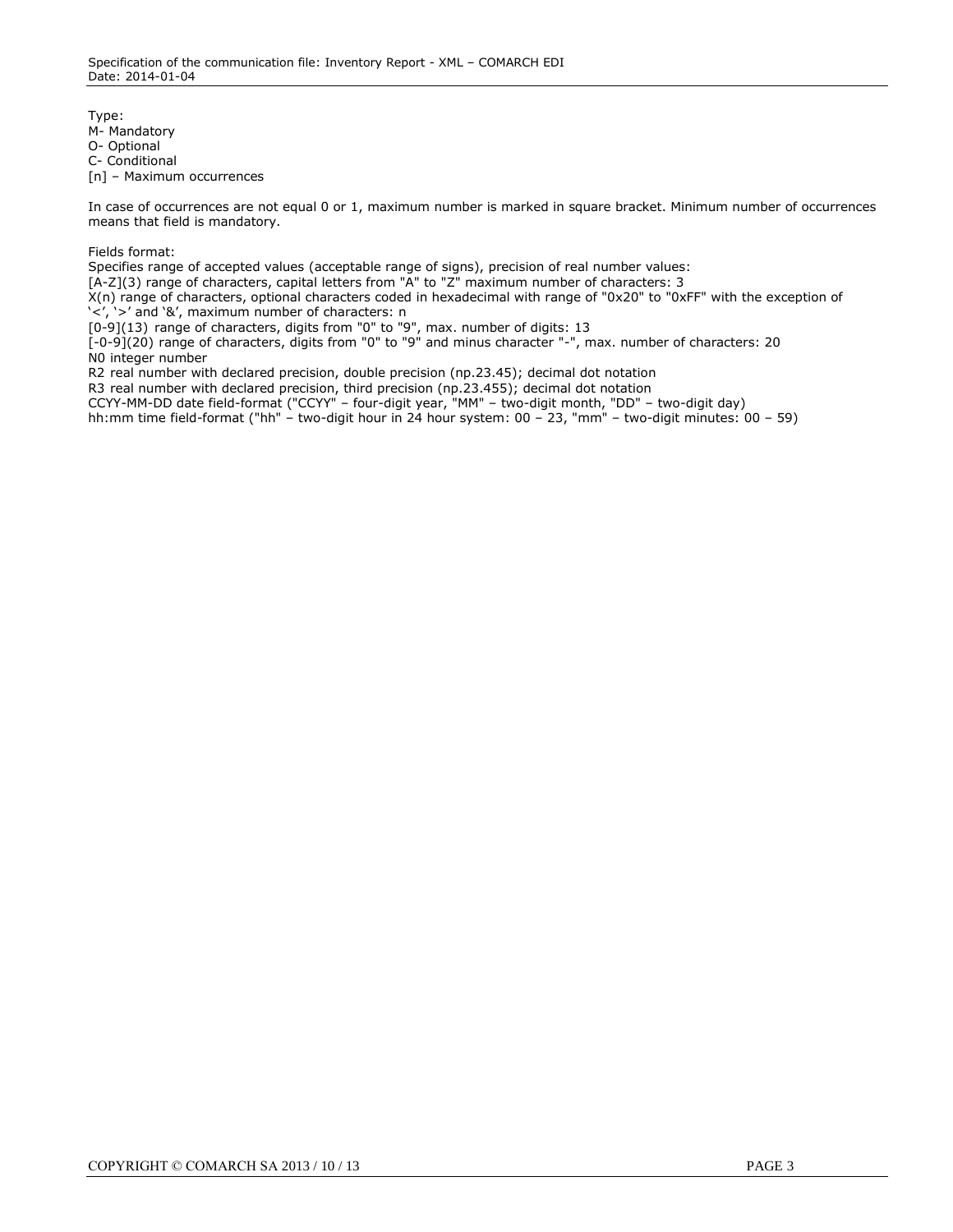Type:
M- Mandatory
O- Optional
C- Conditional
[n] – Maximum occurrences

In case of occurrences are not equal 0 or 1, maximum number is marked in square bracket. Minimum number of occurrences means that field is mandatory.

Fields format:
Specifies range of accepted values (acceptable range of signs), precision of real number values:
[A-Z](3) range of characters, capital letters from "A" to "Z" maximum number of characters: 3
X(n) range of characters, optional characters coded in hexadecimal with range of "0x20" to "0xFF" with the exception of '<', '>' and '&', maximum number of characters: n
[0-9](13) range of characters, digits from "0" to "9", max. number of digits: 13
[-0-9](20) range of characters, digits from "0" to "9" and minus character "-", max. number of characters: 20
N0 integer number
R2 real number with declared precision, double precision (np.23.45); decimal dot notation
R3 real number with declared precision, third precision (np.23.455); decimal dot notation
CCYY-MM-DD date field-format ("CCYY" – four-digit year, "MM" – two-digit month, "DD" – two-digit day)
hh:mm time field-format ("hh" – two-digit hour in 24 hour system: 00 – 23, "mm" – two-digit minutes: 00 – 59)